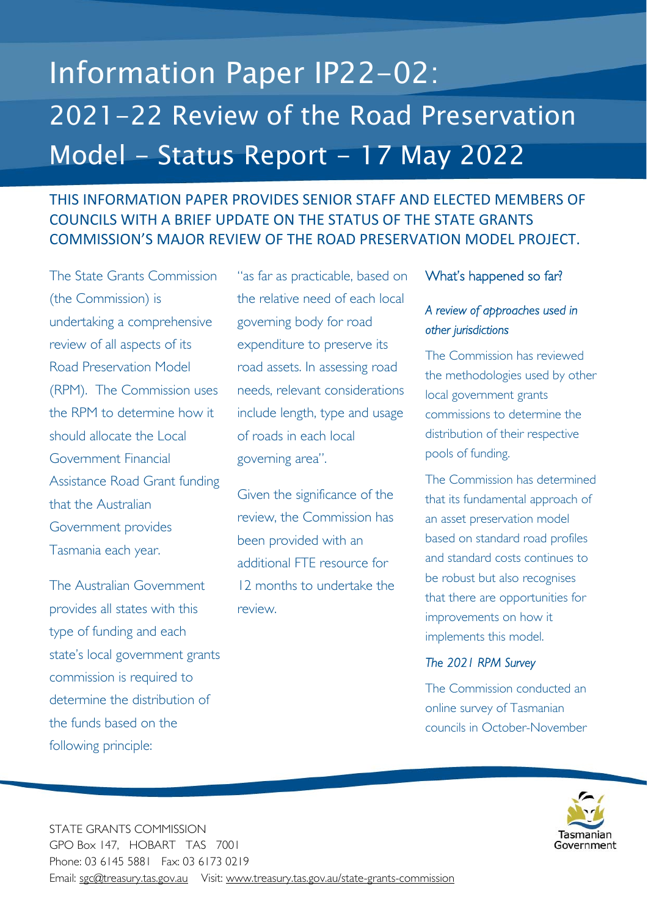# Information Paper IP22-02: 2021-22 Review of the Road Preservation Model – Status Report – 17 May 2022

THIS INFORMATION PAPER PROVIDES SENIOR STAFF AND ELECTED MEMBERS OF COUNCILS WITH A BRIEF UPDATE ON THE STATUS OF THE STATE GRANTS COMMISSION'S MAJOR REVIEW OF THE ROAD PRESERVATION MODEL PROJECT.

The State Grants Commission (the Commission) is undertaking a comprehensive review of all aspects of its Road Preservation Model (RPM). The Commission uses the RPM to determine how it should allocate the Local Government Financial Assistance Road Grant funding that the Australian Government provides Tasmania each year.

The Australian Government provides all states with this type of funding and each state's local government grants commission is required to determine the distribution of the funds based on the following principle:

"as far as practicable, based on the relative need of each local governing body for road expenditure to preserve its road assets. In assessing road needs, relevant considerations include length, type and usage of roads in each local governing area".

Given the significance of the review, the Commission has been provided with an additional FTE resource for 12 months to undertake the review.

## What's happened so far?

### *A review of approaches used in other jurisdictions*

The Commission has reviewed the methodologies used by other local government grants commissions to determine the distribution of their respective pools of funding.

The Commission has determined that its fundamental approach of an asset preservation model based on standard road profiles and standard costs continues to be robust but also recognises that there are opportunities for improvements on how it implements this model.

### *The 2021 RPM Survey*

The Commission conducted an online survey of Tasmanian councils in October-November

STATE GRANTS COMMISSION
GPO Box 147, HOBART TAS 7001
Phone: 03 6145 5881 Fax: 03 6173 0219
Email: sgc@treasury.tas.gov.au Visit: www.treasury.tas.gov.au/state-grants-commission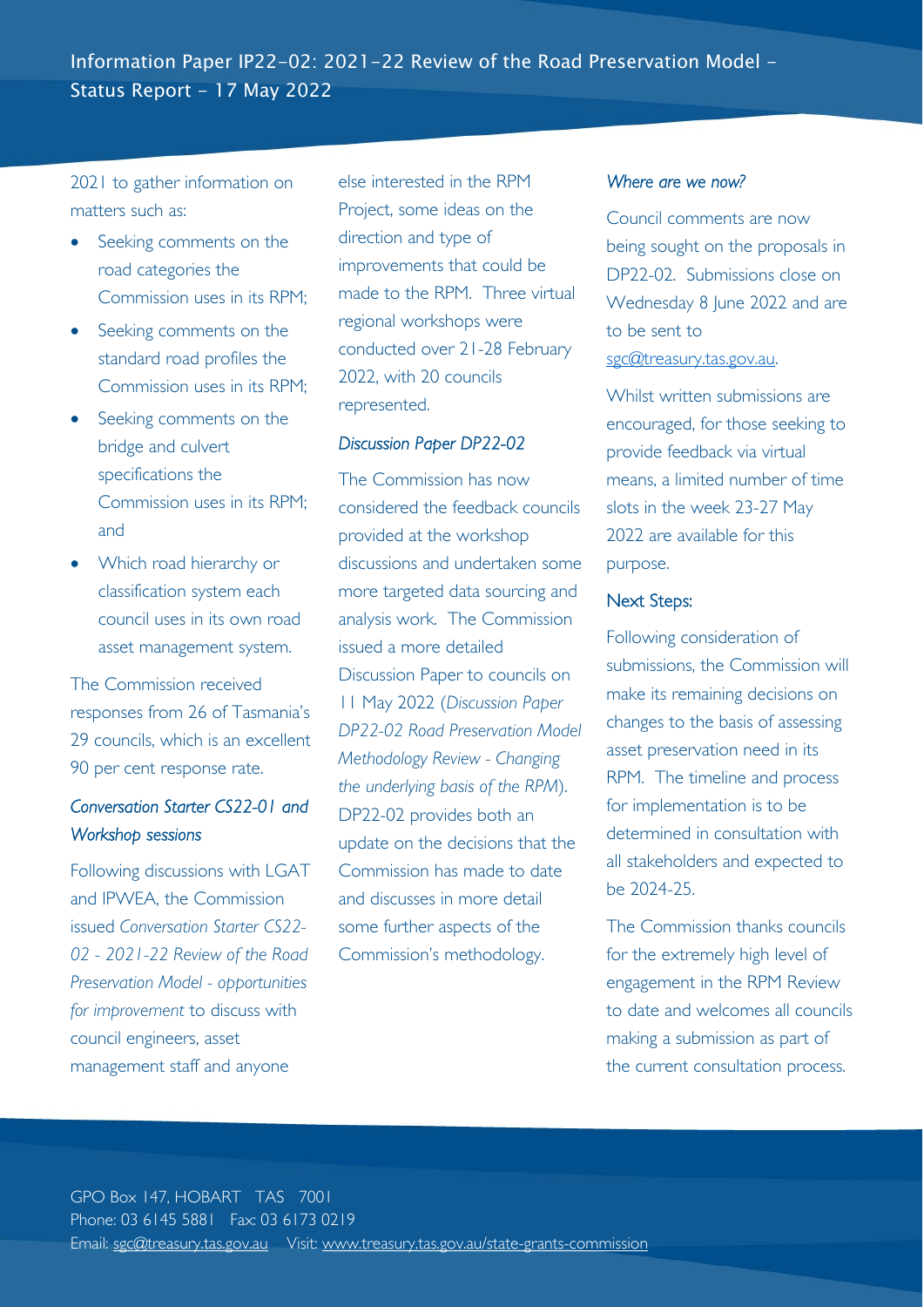2021 to gather information on matters such as:

- Seeking comments on the road categories the Commission uses in its RPM;
- Seeking comments on the standard road profiles the Commission uses in its RPM;
- Seeking comments on the bridge and culvert specifications the Commission uses in its RPM; and
- Which road hierarchy or classification system each council uses in its own road asset management system.

The Commission received responses from 26 of Tasmania's 29 councils, which is an excellent 90 per cent response rate.

### *Conversation Starter CS22-01 and Workshop sessions*

Following discussions with LGAT and IPWEA, the Commission issued *Conversation Starter CS22-02 - 2021-22 Review of the Road Preservation Model - opportunities for improvement* to discuss with council engineers, asset management staff and anyone else interested in the RPM Project, some ideas on the direction and type of improvements that could be made to the RPM. Three virtual regional workshops were conducted over 21-28 February 2022, with 20 councils represented.

### *Discussion Paper DP22-02*

The Commission has now considered the feedback councils provided at the workshop discussions and undertaken some more targeted data sourcing and analysis work. The Commission issued a more detailed Discussion Paper to councils on 11 May 2022 (*Discussion Paper DP22-02 Road Preservation Model Methodology Review - Changing the underlying basis of the RPM*). DP22-02 provides both an update on the decisions that the Commission has made to date and discusses in more detail some further aspects of the Commission's methodology.

### *Where are we now?*

Council comments are now being sought on the proposals in DP22-02. Submissions close on Wednesday 8 June 2022 and are to be sent to sgc@treasury.tas.gov.au.

Whilst written submissions are encouraged, for those seeking to provide feedback via virtual means, a limited number of time slots in the week 23-27 May 2022 are available for this purpose.

### Next Steps:

Following consideration of submissions, the Commission will make its remaining decisions on changes to the basis of assessing asset preservation need in its RPM. The timeline and process for implementation is to be determined in consultation with all stakeholders and expected to be 2024-25.

The Commission thanks councils for the extremely high level of engagement in the RPM Review to date and welcomes all councils making a submission as part of the current consultation process.

GPO Box 147, HOBART TAS 7001
Phone: 03 6145 5881 Fax: 03 6173 0219
Email: sgc@treasury.tas.gov.au Visit: www.treasury.tas.gov.au/state-grants-commission